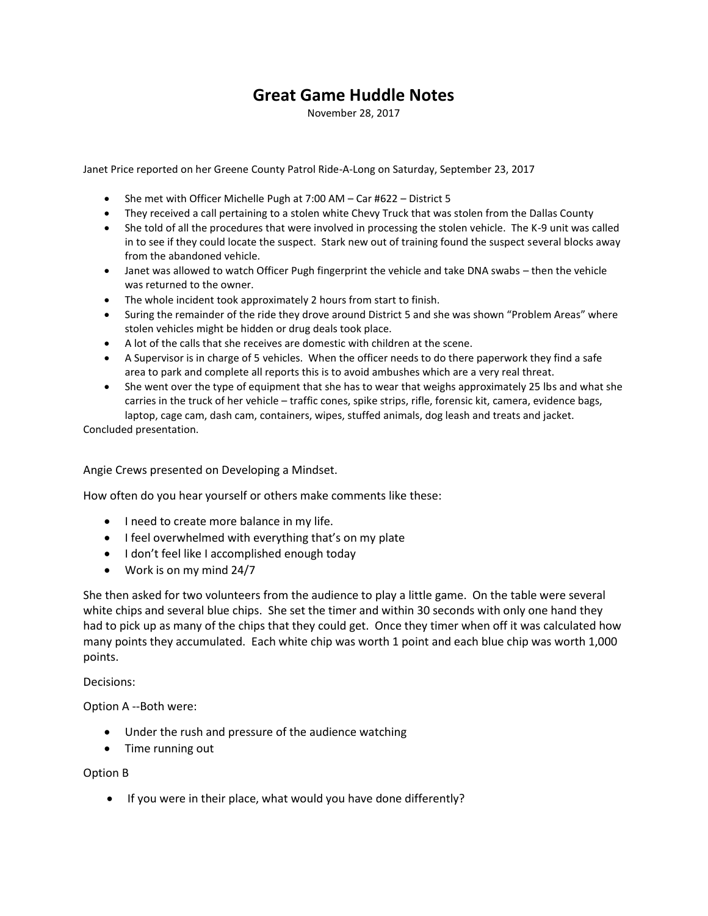# Great Game Huddle Notes

November 28, 2017

Janet Price reported on her Greene County Patrol Ride-A-Long on Saturday, September 23, 2017

- She met with Officer Michelle Pugh at 7:00 AM – Car #622 – District 5
- They received a call pertaining to a stolen white Chevy Truck that was stolen from the Dallas County
- She told of all the procedures that were involved in processing the stolen vehicle. The K-9 unit was called in to see if they could locate the suspect. Stark new out of training found the suspect several blocks away from the abandoned vehicle.
- Janet was allowed to watch Officer Pugh fingerprint the vehicle and take DNA swabs – then the vehicle was returned to the owner.
- The whole incident took approximately 2 hours from start to finish.
- Suring the remainder of the ride they drove around District 5 and she was shown "Problem Areas" where stolen vehicles might be hidden or drug deals took place.
- A lot of the calls that she receives are domestic with children at the scene.
- A Supervisor is in charge of 5 vehicles. When the officer needs to do there paperwork they find a safe area to park and complete all reports this is to avoid ambushes which are a very real threat.
- She went over the type of equipment that she has to wear that weighs approximately 25 lbs and what she carries in the truck of her vehicle – traffic cones, spike strips, rifle, forensic kit, camera, evidence bags, laptop, cage cam, dash cam, containers, wipes, stuffed animals, dog leash and treats and jacket.

Concluded presentation.

Angie Crews presented on Developing a Mindset.

How often do you hear yourself or others make comments like these:

- I need to create more balance in my life.
- I feel overwhelmed with everything that's on my plate
- I don't feel like I accomplished enough today
- Work is on my mind 24/7

She then asked for two volunteers from the audience to play a little game. On the table were several white chips and several blue chips. She set the timer and within 30 seconds with only one hand they had to pick up as many of the chips that they could get. Once they timer when off it was calculated how many points they accumulated. Each white chip was worth 1 point and each blue chip was worth 1,000 points.

Decisions:

Option A --Both were:

- Under the rush and pressure of the audience watching
- Time running out

Option B

- If you were in their place, what would you have done differently?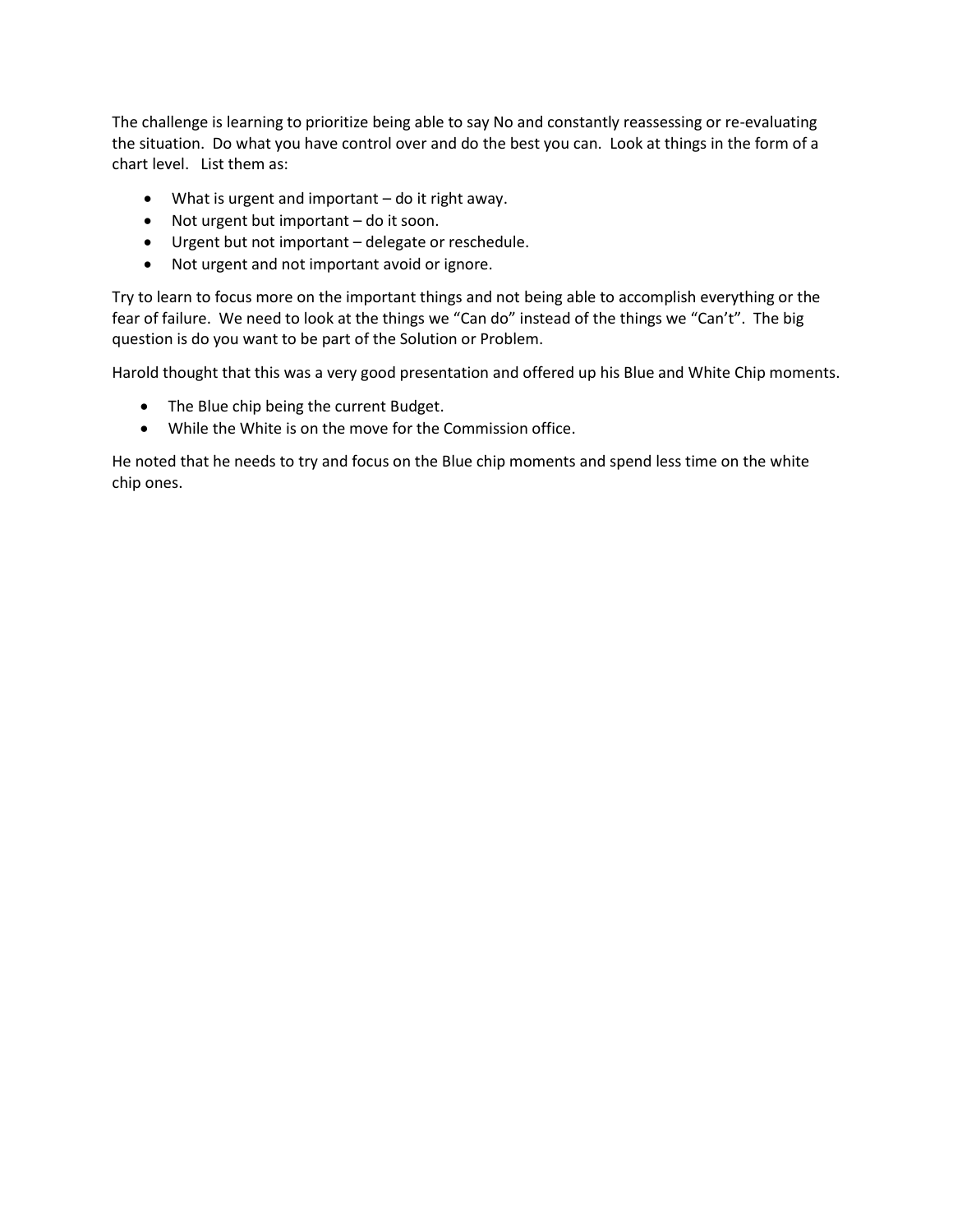The challenge is learning to prioritize being able to say No and constantly reassessing or re-evaluating the situation. Do what you have control over and do the best you can. Look at things in the form of a chart level. List them as:

- What is urgent and important – do it right away.
- Not urgent but important – do it soon.
- Urgent but not important – delegate or reschedule.
- Not urgent and not important avoid or ignore.

Try to learn to focus more on the important things and not being able to accomplish everything or the fear of failure. We need to look at the things we "Can do" instead of the things we "Can't". The big question is do you want to be part of the Solution or Problem.

Harold thought that this was a very good presentation and offered up his Blue and White Chip moments.

- The Blue chip being the current Budget.
- While the White is on the move for the Commission office.

He noted that he needs to try and focus on the Blue chip moments and spend less time on the white chip ones.